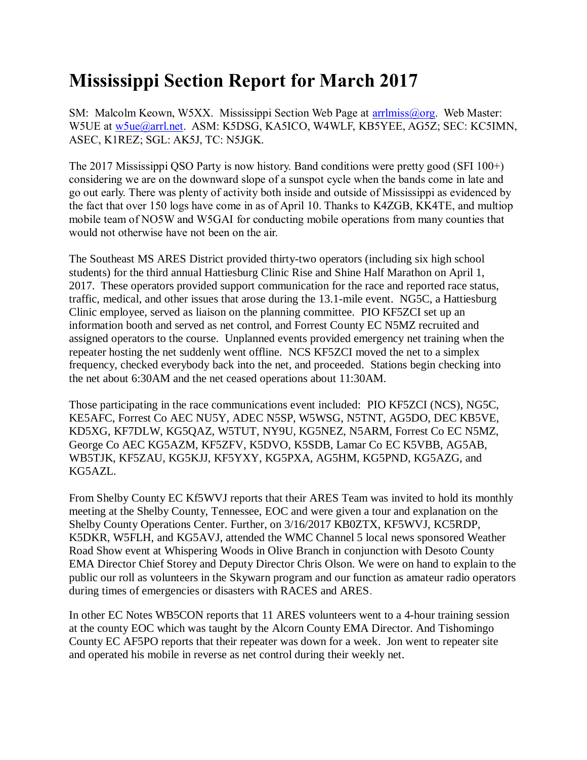# Mississippi Section Report for March 2017

SM: Malcolm Keown, W5XX. Mississippi Section Web Page at arrlmiss@org. Web Master: W5UE at w5ue@arrl.net. ASM: K5DSG, KA5ICO, W4WLF, KB5YEE, AG5Z; SEC: KC5IMN, ASEC, K1REZ; SGL: AK5J, TC: N5JGK.

The 2017 Mississippi QSO Party is now history. Band conditions were pretty good (SFI 100+) considering we are on the downward slope of a sunspot cycle when the bands come in late and go out early. There was plenty of activity both inside and outside of Mississippi as evidenced by the fact that over 150 logs have come in as of April 10. Thanks to K4ZGB, KK4TE, and multiop mobile team of NO5W and W5GAI for conducting mobile operations from many counties that would not otherwise have not been on the air.

The Southeast MS ARES District provided thirty-two operators (including six high school students) for the third annual Hattiesburg Clinic Rise and Shine Half Marathon on April 1, 2017. These operators provided support communication for the race and reported race status, traffic, medical, and other issues that arose during the 13.1-mile event. NG5C, a Hattiesburg Clinic employee, served as liaison on the planning committee. PIO KF5ZCI set up an information booth and served as net control, and Forrest County EC N5MZ recruited and assigned operators to the course. Unplanned events provided emergency net training when the repeater hosting the net suddenly went offline. NCS KF5ZCI moved the net to a simplex frequency, checked everybody back into the net, and proceeded. Stations begin checking into the net about 6:30AM and the net ceased operations about 11:30AM.

Those participating in the race communications event included: PIO KF5ZCI (NCS), NG5C, KE5AFC, Forrest Co AEC NU5Y, ADEC N5SP, W5WSG, N5TNT, AG5DO, DEC KB5VE, KD5XG, KF7DLW, KG5QAZ, W5TUT, NY9U, KG5NEZ, N5ARM, Forrest Co EC N5MZ, George Co AEC KG5AZM, KF5ZFV, K5DVO, K5SDB, Lamar Co EC K5VBB, AG5AB, WB5TJK, KF5ZAU, KG5KJJ, KF5YXY, KG5PXA, AG5HM, KG5PND, KG5AZG, and KG5AZL.

From Shelby County EC Kf5WVJ reports that their ARES Team was invited to hold its monthly meeting at the Shelby County, Tennessee, EOC and were given a tour and explanation on the Shelby County Operations Center. Further, on 3/16/2017 KB0ZTX, KF5WVJ, KC5RDP, K5DKR, W5FLH, and KG5AVJ, attended the WMC Channel 5 local news sponsored Weather Road Show event at Whispering Woods in Olive Branch in conjunction with Desoto County EMA Director Chief Storey and Deputy Director Chris Olson. We were on hand to explain to the public our roll as volunteers in the Skywarn program and our function as amateur radio operators during times of emergencies or disasters with RACES and ARES.

In other EC Notes WB5CON reports that 11 ARES volunteers went to a 4-hour training session at the county EOC which was taught by the Alcorn County EMA Director. And Tishomingo County EC AF5PO reports that their repeater was down for a week. Jon went to repeater site and operated his mobile in reverse as net control during their weekly net.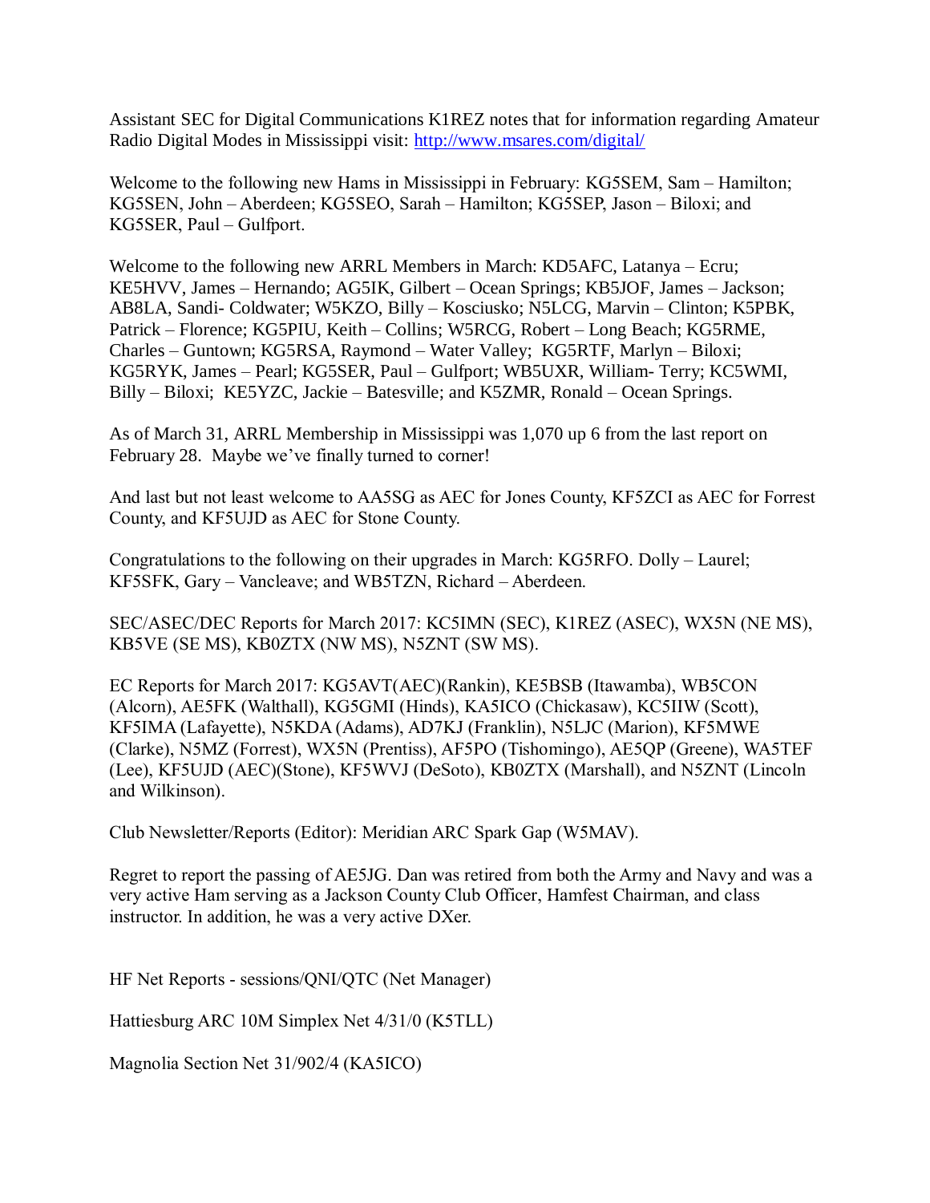Assistant SEC for Digital Communications K1REZ notes that for information regarding Amateur Radio Digital Modes in Mississippi visit: http://www.msares.com/digital/

Welcome to the following new Hams in Mississippi in February: KG5SEM, Sam – Hamilton; KG5SEN, John – Aberdeen; KG5SEO, Sarah – Hamilton; KG5SEP, Jason – Biloxi; and KG5SER, Paul – Gulfport.

Welcome to the following new ARRL Members in March: KD5AFC, Latanya – Ecru; KE5HVV, James – Hernando; AG5IK, Gilbert – Ocean Springs; KB5JOF, James – Jackson; AB8LA, Sandi- Coldwater; W5KZO, Billy – Kosciusko; N5LCG, Marvin – Clinton; K5PBK, Patrick – Florence; KG5PIU, Keith – Collins; W5RCG, Robert – Long Beach; KG5RME, Charles – Guntown; KG5RSA, Raymond – Water Valley; KG5RTF, Marlyn – Biloxi; KG5RYK, James – Pearl; KG5SER, Paul – Gulfport; WB5UXR, William- Terry; KC5WMI, Billy – Biloxi; KE5YZC, Jackie – Batesville; and K5ZMR, Ronald – Ocean Springs.

As of March 31, ARRL Membership in Mississippi was 1,070 up 6 from the last report on February 28. Maybe we've finally turned to corner!

And last but not least welcome to AA5SG as AEC for Jones County, KF5ZCI as AEC for Forrest County, and KF5UJD as AEC for Stone County.

Congratulations to the following on their upgrades in March: KG5RFO. Dolly – Laurel; KF5SFK, Gary – Vancleave; and WB5TZN, Richard – Aberdeen.

SEC/ASEC/DEC Reports for March 2017: KC5IMN (SEC), K1REZ (ASEC), WX5N (NE MS), KB5VE (SE MS), KB0ZTX (NW MS), N5ZNT (SW MS).

EC Reports for March 2017: KG5AVT(AEC)(Rankin), KE5BSB (Itawamba), WB5CON (Alcorn), AE5FK (Walthall), KG5GMI (Hinds), KA5ICO (Chickasaw), KC5IIW (Scott), KF5IMA (Lafayette), N5KDA (Adams), AD7KJ (Franklin), N5LJC (Marion), KF5MWE (Clarke), N5MZ (Forrest), WX5N (Prentiss), AF5PO (Tishomingo), AE5QP (Greene), WA5TEF (Lee), KF5UJD (AEC)(Stone), KF5WVJ (DeSoto), KB0ZTX (Marshall), and N5ZNT (Lincoln and Wilkinson).

Club Newsletter/Reports (Editor): Meridian ARC Spark Gap (W5MAV).

Regret to report the passing of AE5JG. Dan was retired from both the Army and Navy and was a very active Ham serving as a Jackson County Club Officer, Hamfest Chairman, and class instructor. In addition, he was a very active DXer.

HF Net Reports - sessions/QNI/QTC (Net Manager)

Hattiesburg ARC 10M Simplex Net 4/31/0 (K5TLL)

Magnolia Section Net 31/902/4 (KA5ICO)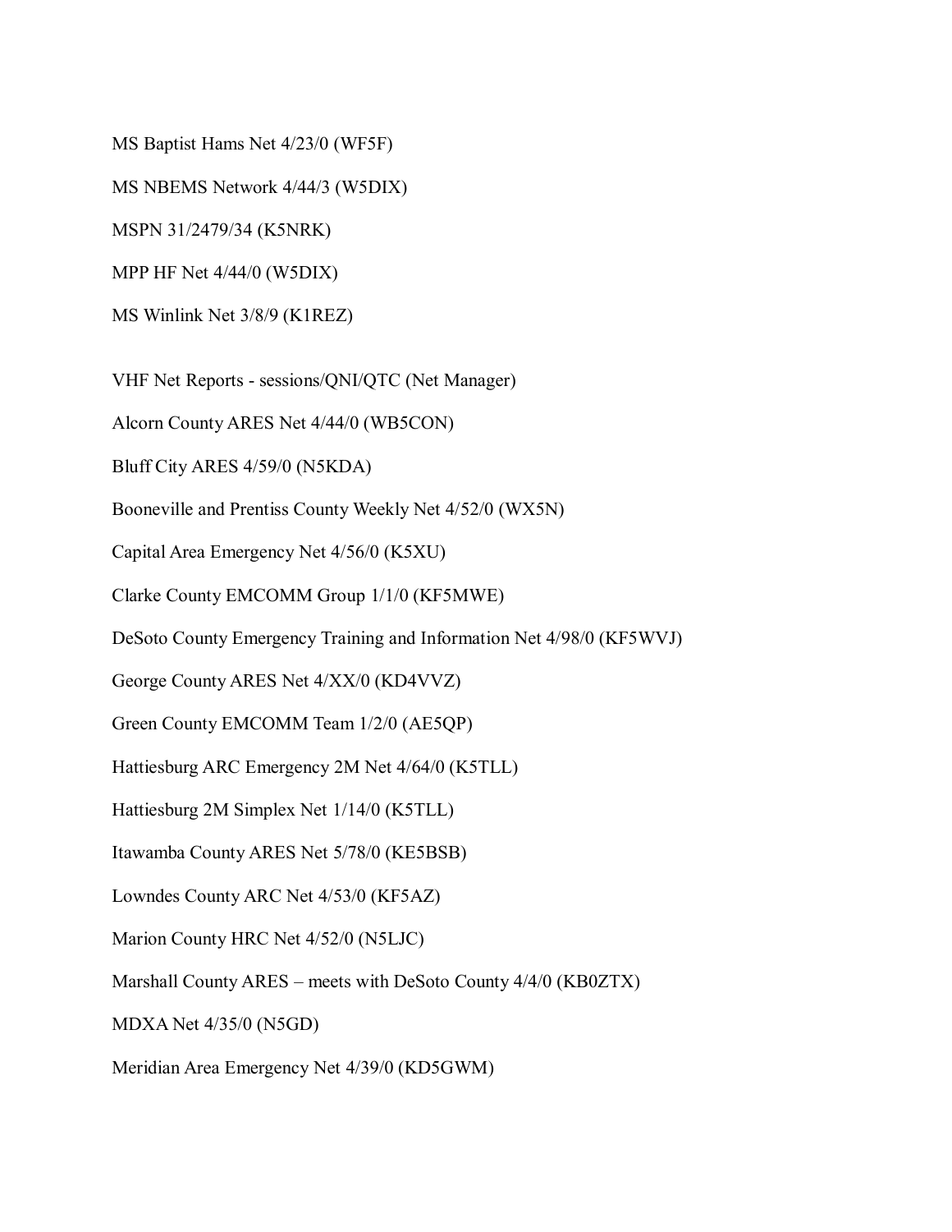MS Baptist Hams Net 4/23/0 (WF5F)

MS NBEMS Network 4/44/3 (W5DIX)

MSPN 31/2479/34 (K5NRK)

MPP HF Net 4/44/0 (W5DIX)

MS Winlink Net 3/8/9 (K1REZ)

VHF Net Reports - sessions/QNI/QTC (Net Manager)

Alcorn County ARES Net 4/44/0 (WB5CON)

Bluff City ARES 4/59/0 (N5KDA)

Booneville and Prentiss County Weekly Net 4/52/0 (WX5N)

Capital Area Emergency Net 4/56/0 (K5XU)

Clarke County EMCOMM Group 1/1/0 (KF5MWE)

DeSoto County Emergency Training and Information Net 4/98/0 (KF5WVJ)

George County ARES Net 4/XX/0 (KD4VVZ)

Green County EMCOMM Team 1/2/0 (AE5QP)

Hattiesburg ARC Emergency 2M Net 4/64/0 (K5TLL)

Hattiesburg 2M Simplex Net 1/14/0 (K5TLL)

Itawamba County ARES Net 5/78/0 (KE5BSB)

Lowndes County ARC Net 4/53/0 (KF5AZ)

Marion County HRC Net 4/52/0 (N5LJC)

Marshall County ARES – meets with DeSoto County 4/4/0 (KB0ZTX)

MDXA Net 4/35/0 (N5GD)

Meridian Area Emergency Net 4/39/0 (KD5GWM)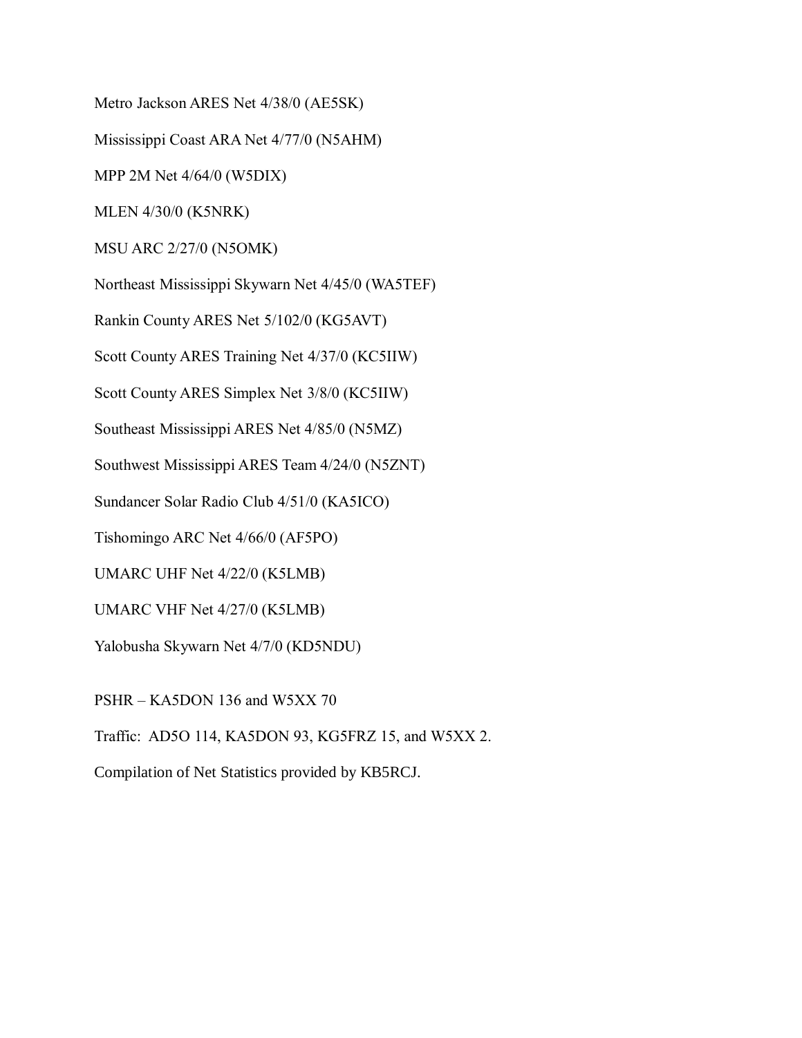Metro Jackson ARES Net 4/38/0 (AE5SK)

Mississippi Coast ARA Net 4/77/0 (N5AHM)

MPP 2M Net 4/64/0 (W5DIX)

MLEN 4/30/0 (K5NRK)

MSU ARC 2/27/0 (N5OMK)

Northeast Mississippi Skywarn Net 4/45/0 (WA5TEF)

Rankin County ARES Net 5/102/0 (KG5AVT)

Scott County ARES Training Net 4/37/0 (KC5IIW)

Scott County ARES Simplex Net 3/8/0 (KC5IIW)

Southeast Mississippi ARES Net 4/85/0 (N5MZ)

Southwest Mississippi ARES Team 4/24/0 (N5ZNT)

Sundancer Solar Radio Club 4/51/0 (KA5ICO)

Tishomingo ARC Net 4/66/0 (AF5PO)

UMARC UHF Net 4/22/0 (K5LMB)

UMARC VHF Net 4/27/0 (K5LMB)

Yalobusha Skywarn Net 4/7/0 (KD5NDU)

PSHR – KA5DON 136 and W5XX 70

Traffic: AD5O 114, KA5DON 93, KG5FRZ 15, and W5XX 2.

Compilation of Net Statistics provided by KB5RCJ.